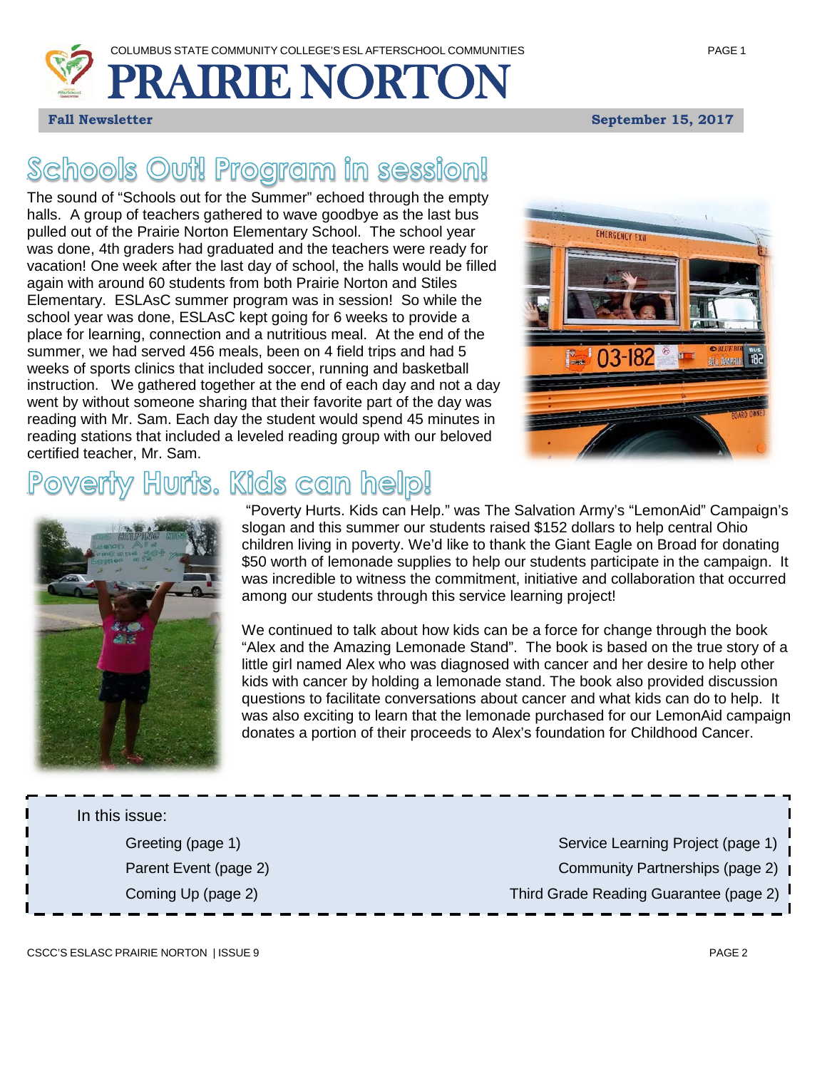COLUMBUS STATE COMMUNITY COLLEGE'S ESL AFTERSCHOOL COMMUNITIES

# PRAIRIE NORTON

**Fall Newsletter** **September 15, 2017**

## Schools Out! Program in session!

The sound of "Schools out for the Summer" echoed through the empty halls. A group of teachers gathered to wave goodbye as the last bus pulled out of the Prairie Norton Elementary School. The school year was done, 4th graders had graduated and the teachers were ready for vacation! One week after the last day of school, the halls would be filled again with around 60 students from both Prairie Norton and Stiles Elementary. ESLAsC summer program was in session! So while the school year was done, ESLAsC kept going for 6 weeks to provide a place for learning, connection and a nutritious meal. At the end of the summer, we had served 456 meals, been on 4 field trips and had 5 weeks of sports clinics that included soccer, running and basketball instruction. We gathered together at the end of each day and not a day went by without someone sharing that their favorite part of the day was reading with Mr. Sam. Each day the student would spend 45 minutes in reading stations that included a leveled reading group with our beloved certified teacher, Mr. Sam.

## Poverty Hurts. Kids can help!

"Poverty Hurts. Kids can Help." was The Salvation Army's "LemonAid" Campaign's slogan and this summer our students raised $152 dollars to help central Ohio children living in poverty. We'd like to thank the Giant Eagle on Broad for donating $50 worth of lemonade supplies to help our students participate in the campaign. It was incredible to witness the commitment, initiative and collaboration that occurred among our students through this service learning project!

We continued to talk about how kids can be a force for change through the book "Alex and the Amazing Lemonade Stand". The book is based on the true story of a little girl named Alex who was diagnosed with cancer and her desire to help other kids with cancer by holding a lemonade stand. The book also provided discussion questions to facilitate conversations about cancer and what kids can do to help. It was also exciting to learn that the lemonade purchased for our LemonAid campaign donates a portion of their proceeds to Alex's foundation for Childhood Cancer.

In this issue:

- Greeting (page 1)
- Parent Event (page 2)
- Coming Up (page 2)
- Service Learning Project (page 1)
- Community Partnerships (page 2)
- Third Grade Reading Guarantee (page 2)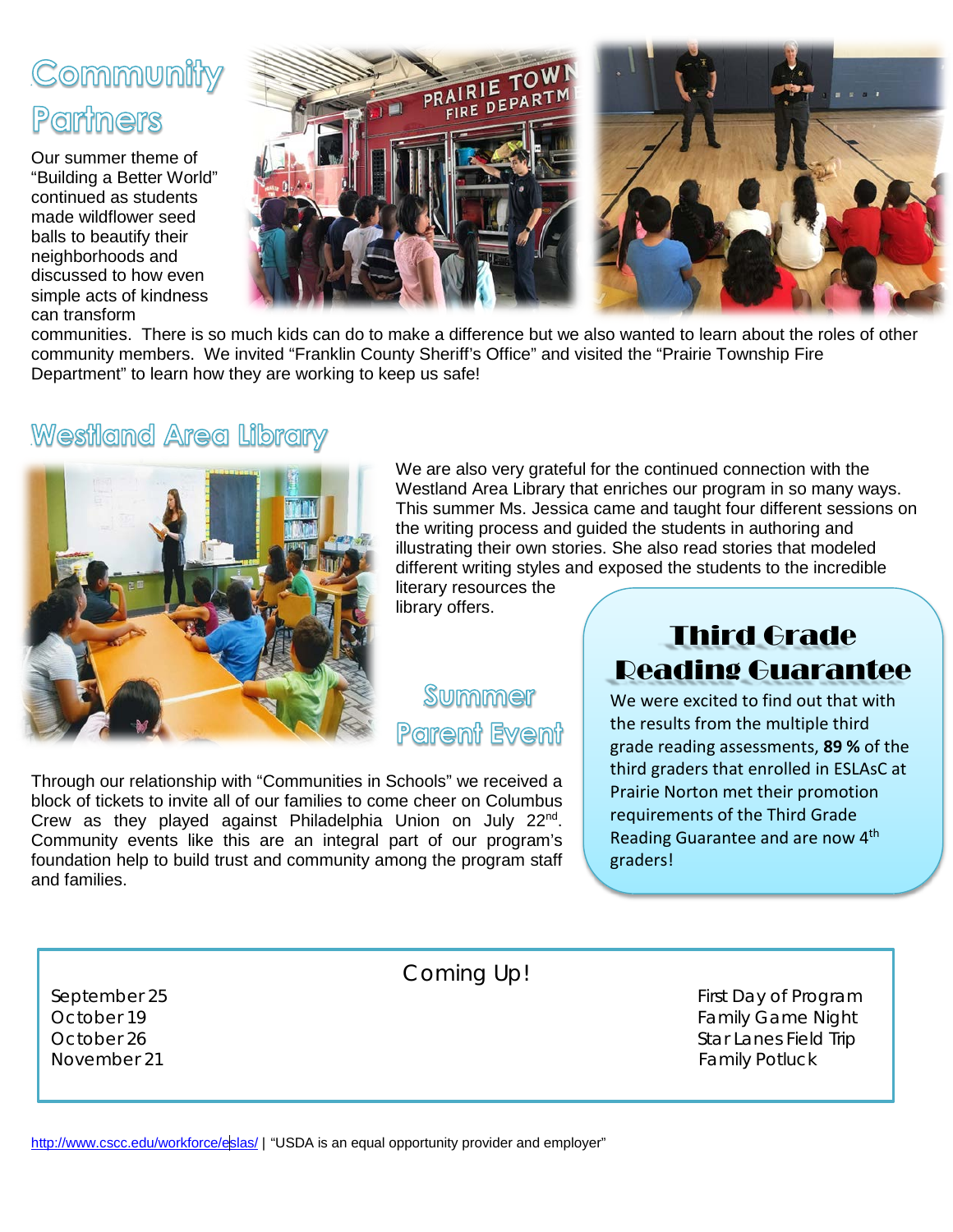## Community Partners

Our summer theme of "Building a Better World" continued as students made wildflower seed balls to beautify their neighborhoods and discussed to how even simple acts of kindness can transform communities. There is so much kids can do to make a difference but we also wanted to learn about the roles of other community members. We invited "Franklin County Sheriff's Office" and visited the "Prairie Township Fire Department" to learn how they are working to keep us safe!

## Westland Area Library

We are also very grateful for the continued connection with the Westland Area Library that enriches our program in so many ways. This summer Ms. Jessica came and taught four different sessions on the writing process and guided the students in authoring and illustrating their own stories. She also read stories that modeled different writing styles and exposed the students to the incredible literary resources the library offers.

## Summer Parent Event

Through our relationship with "Communities in Schools" we received a block of tickets to invite all of our families to come cheer on Columbus Crew as they played against Philadelphia Union on July 22nd. Community events like this are an integral part of our program's foundation help to build trust and community among the program staff and families.

## Third Grade Reading Guarantee

We were excited to find out that with the results from the multiple third grade reading assessments, **89 %** of the third graders that enrolled in ESLAsC at Prairie Norton met their promotion requirements of the Third Grade Reading Guarantee and are now 4th graders!

## Coming Up!

| | |
|---|---|
| September 25 | First Day of Program |
| October 19 | Family Game Night |
| October 26 | Star Lanes Field Trip |
| November 21 | Family Potluck |

http://www.cscc.edu/workforce/eslas/ | "USDA is an equal opportunity provider and employer"